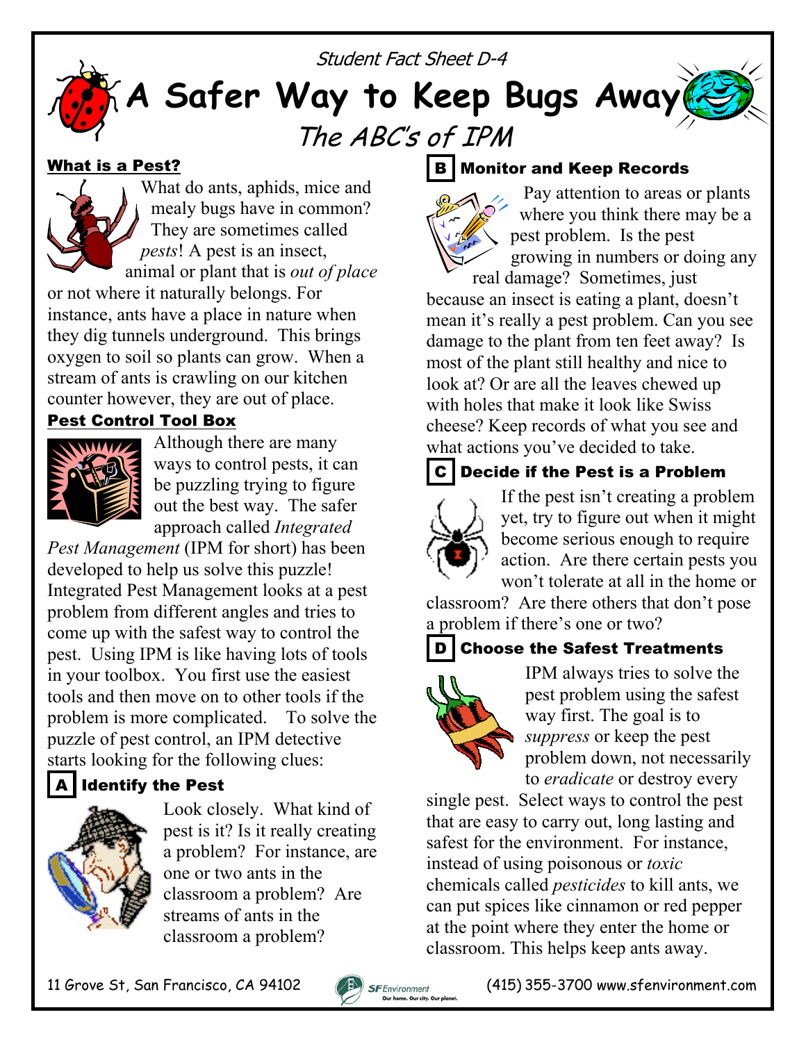Student Fact Sheet D-4

# A Safer Way to Keep Bugs Away

## *The ABC's of IPM*

### What is a Pest?

What do ants, aphids, mice and mealy bugs have in common? They are sometimes called *pests*! A pest is an insect, animal or plant that is *out of place* or not where it naturally belongs. For instance, ants have a place in nature when they dig tunnels underground. This brings oxygen to soil so plants can grow. When a stream of ants is crawling on our kitchen counter however, they are out of place.

### Pest Control Tool Box

Although there are many ways to control pests, it can be puzzling trying to figure out the best way. The safer approach called *Integrated Pest Management* (IPM for short) has been developed to help us solve this puzzle! Integrated Pest Management looks at a pest problem from different angles and tries to come up with the safest way to control the pest. Using IPM is like having lots of tools in your toolbox. You first use the easiest tools and then move on to other tools if the problem is more complicated. To solve the puzzle of pest control, an IPM detective starts looking for the following clues:

### A Identify the Pest

Look closely. What kind of pest is it? Is it really creating a problem? For instance, are one or two ants in the classroom a problem? Are streams of ants in the classroom a problem?

### B Monitor and Keep Records

Pay attention to areas or plants where you think there may be a pest problem. Is the pest growing in numbers or doing any real damage? Sometimes, just because an insect is eating a plant, doesn't mean it's really a pest problem. Can you see damage to the plant from ten feet away? Is most of the plant still healthy and nice to look at? Or are all the leaves chewed up with holes that make it look like Swiss cheese? Keep records of what you see and what actions you've decided to take.

### C Decide if the Pest is a Problem

If the pest isn't creating a problem yet, try to figure out when it might become serious enough to require action. Are there certain pests you won't tolerate at all in the home or classroom? Are there others that don't pose a problem if there's one or two?

### D Choose the Safest Treatments

IPM always tries to solve the pest problem using the safest way first. The goal is to *suppress* or keep the pest problem down, not necessarily to *eradicate* or destroy every single pest. Select ways to control the pest that are easy to carry out, long lasting and safest for the environment. For instance, instead of using poisonous or *toxic* chemicals called *pesticides* to kill ants, we can put spices like cinnamon or red pepper at the point where they enter the home or classroom. This helps keep ants away.

11 Grove St, San Francisco, CA 94102 — SF Environment, Our home. Our city. Our planet. — (415) 355-3700 www.sfenvironment.com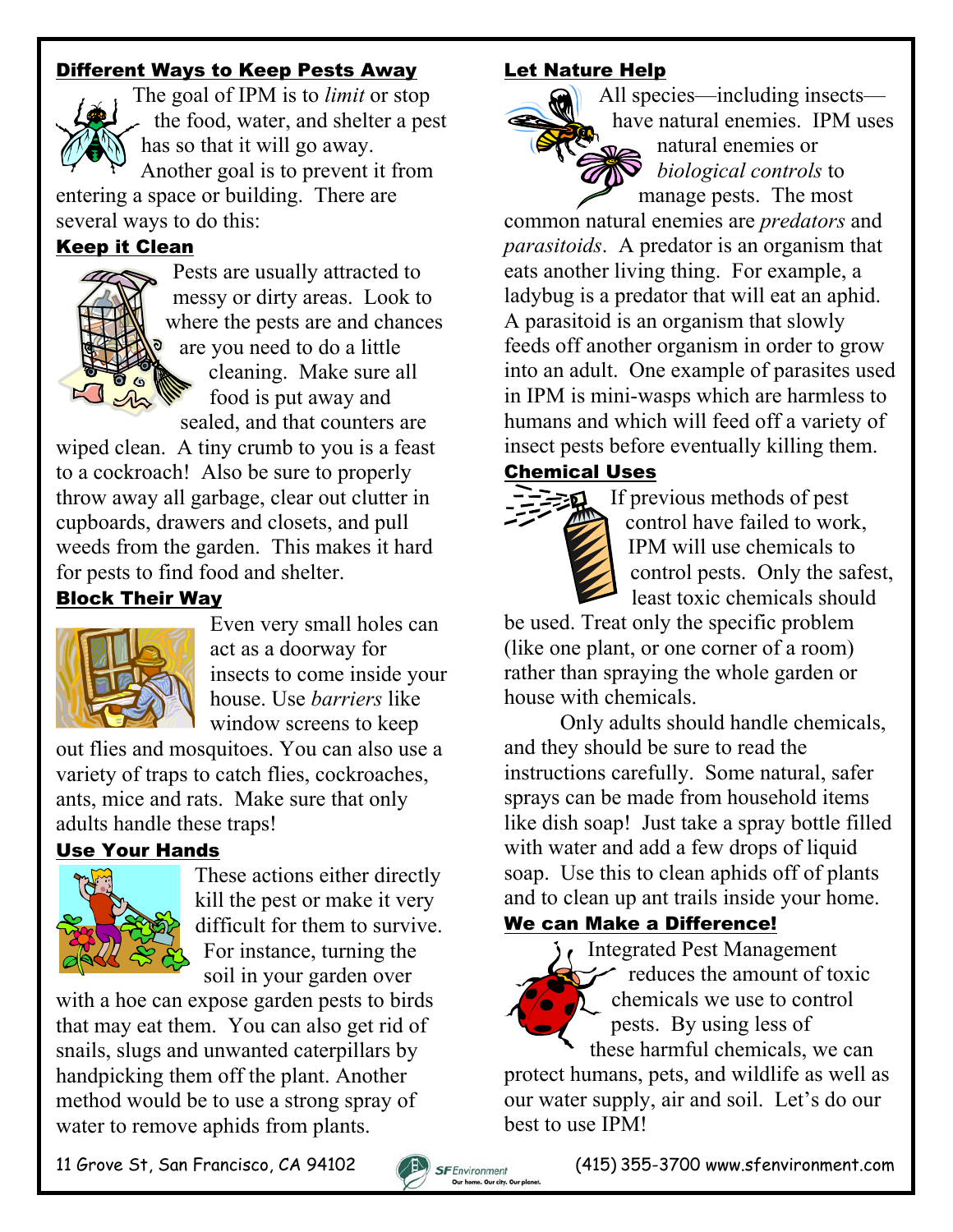## Different Ways to Keep Pests Away

The goal of IPM is to *limit* or stop the food, water, and shelter a pest has so that it will go away. Another goal is to prevent it from entering a space or building. There are several ways to do this:

### Keep it Clean

Pests are usually attracted to messy or dirty areas. Look to where the pests are and chances are you need to do a little cleaning. Make sure all food is put away and sealed, and that counters are wiped clean. A tiny crumb to you is a feast to a cockroach! Also be sure to properly throw away all garbage, clear out clutter in cupboards, drawers and closets, and pull weeds from the garden. This makes it hard for pests to find food and shelter.

### Block Their Way

Even very small holes can act as a doorway for insects to come inside your house. Use *barriers* like window screens to keep out flies and mosquitoes. You can also use a variety of traps to catch flies, cockroaches, ants, mice and rats. Make sure that only adults handle these traps!

### Use Your Hands

These actions either directly kill the pest or make it very difficult for them to survive. For instance, turning the soil in your garden over with a hoe can expose garden pests to birds that may eat them. You can also get rid of snails, slugs and unwanted caterpillars by handpicking them off the plant. Another method would be to use a strong spray of water to remove aphids from plants.

## Let Nature Help

All species—including insects—have natural enemies. IPM uses natural enemies or *biological controls* to manage pests. The most common natural enemies are *predators* and *parasitoids*. A predator is an organism that eats another living thing. For example, a ladybug is a predator that will eat an aphid. A parasitoid is an organism that slowly feeds off another organism in order to grow into an adult. One example of parasites used in IPM is mini-wasps which are harmless to humans and which will feed off a variety of insect pests before eventually killing them.

### Chemical Uses

If previous methods of pest control have failed to work, IPM will use chemicals to control pests. Only the safest, least toxic chemicals should be used. Treat only the specific problem (like one plant, or one corner of a room) rather than spraying the whole garden or house with chemicals.

Only adults should handle chemicals, and they should be sure to read the instructions carefully. Some natural, safer sprays can be made from household items like dish soap! Just take a spray bottle filled with water and add a few drops of liquid soap. Use this to clean aphids off of plants and to clean up ant trails inside your home.

### We can Make a Difference!

Integrated Pest Management reduces the amount of toxic chemicals we use to control pests. By using less of these harmful chemicals, we can protect humans, pets, and wildlife as well as our water supply, air and soil. Let's do our best to use IPM!

11 Grove St, San Francisco, CA 94102 SFEnvironment Our home. Our city. Our planet. (415) 355-3700 www.sfenvironment.com